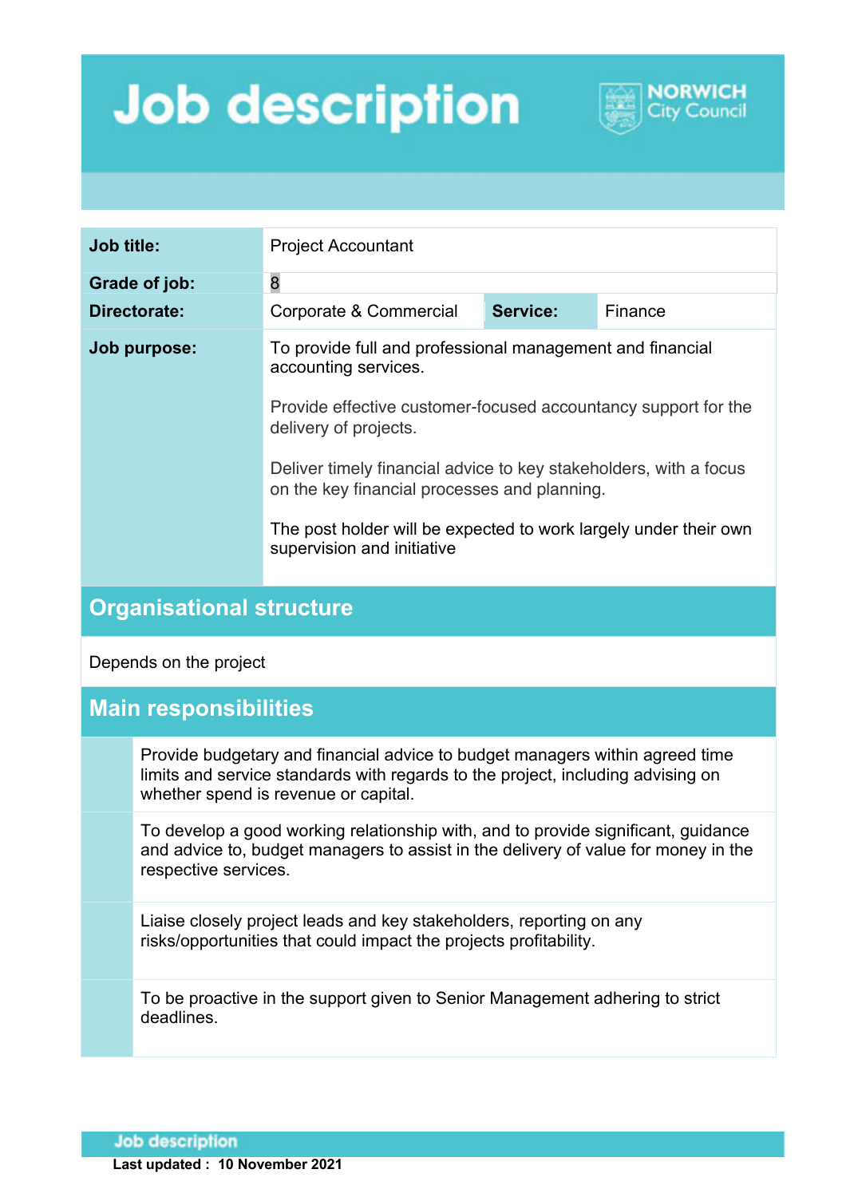# Job description

NORWICH City Council

| Job title: | Project Accountant | | |
|---|---|---|---|
| Grade of job: | 8 | | |
| Directorate: | Corporate & Commercial | Service: | Finance |
| Job purpose: | To provide full and professional management and financial accounting services.<br><br>Provide effective customer-focused accountancy support for the delivery of projects.<br><br>Deliver timely financial advice to key stakeholders, with a focus on the key financial processes and planning.<br><br>The post holder will be expected to work largely under their own supervision and initiative | | |

## Organisational structure

Depends on the project

## Main responsibilities

- Provide budgetary and financial advice to budget managers within agreed time limits and service standards with regards to the project, including advising on whether spend is revenue or capital.
- To develop a good working relationship with, and to provide significant, guidance and advice to, budget managers to assist in the delivery of value for money in the respective services.
- Liaise closely project leads and key stakeholders, reporting on any risks/opportunities that could impact the projects profitability.
- To be proactive in the support given to Senior Management adhering to strict deadlines.

**Last updated : 10 November 2021**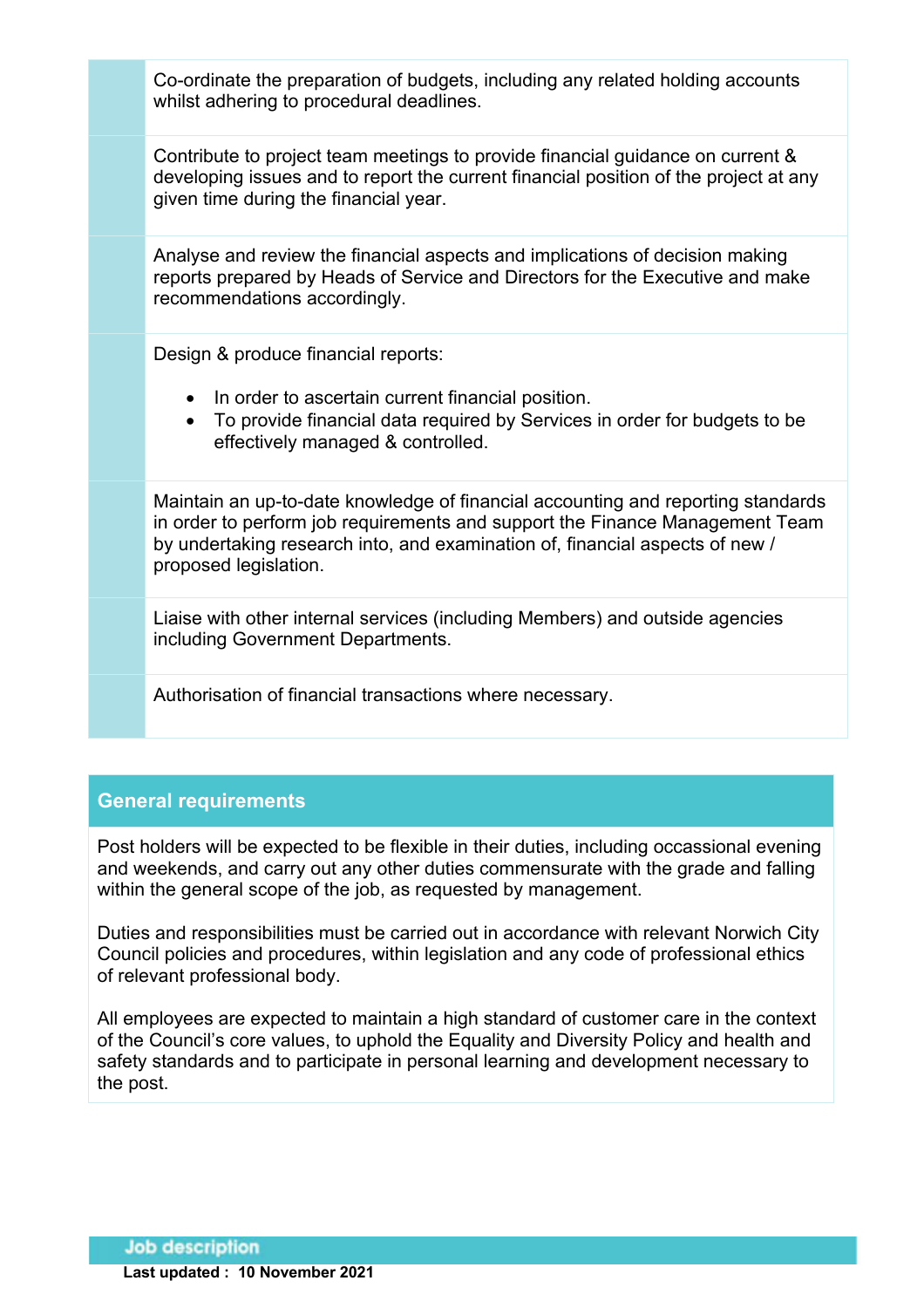| | |
|---|---|
| | Co-ordinate the preparation of budgets, including any related holding accounts whilst adhering to procedural deadlines. |
| | Contribute to project team meetings to provide financial guidance on current & developing issues and to report the current financial position of the project at any given time during the financial year. |
| | Analyse and review the financial aspects and implications of decision making reports prepared by Heads of Service and Directors for the Executive and make recommendations accordingly. |
| | Design & produce financial reports:<br>• In order to ascertain current financial position.<br>• To provide financial data required by Services in order for budgets to be effectively managed & controlled. |
| | Maintain an up-to-date knowledge of financial accounting and reporting standards in order to perform job requirements and support the Finance Management Team by undertaking research into, and examination of, financial aspects of new / proposed legislation. |
| | Liaise with other internal services (including Members) and outside agencies including Government Departments. |
| | Authorisation of financial transactions where necessary. |

## General requirements

Post holders will be expected to be flexible in their duties, including occassional evening and weekends, and carry out any other duties commensurate with the grade and falling within the general scope of the job, as requested by management.

Duties and responsibilities must be carried out in accordance with relevant Norwich City Council policies and procedures, within legislation and any code of professional ethics of relevant professional body.

All employees are expected to maintain a high standard of customer care in the context of the Council's core values, to uphold the Equality and Diversity Policy and health and safety standards and to participate in personal learning and development necessary to the post.

**Last updated : 10 November 2021**